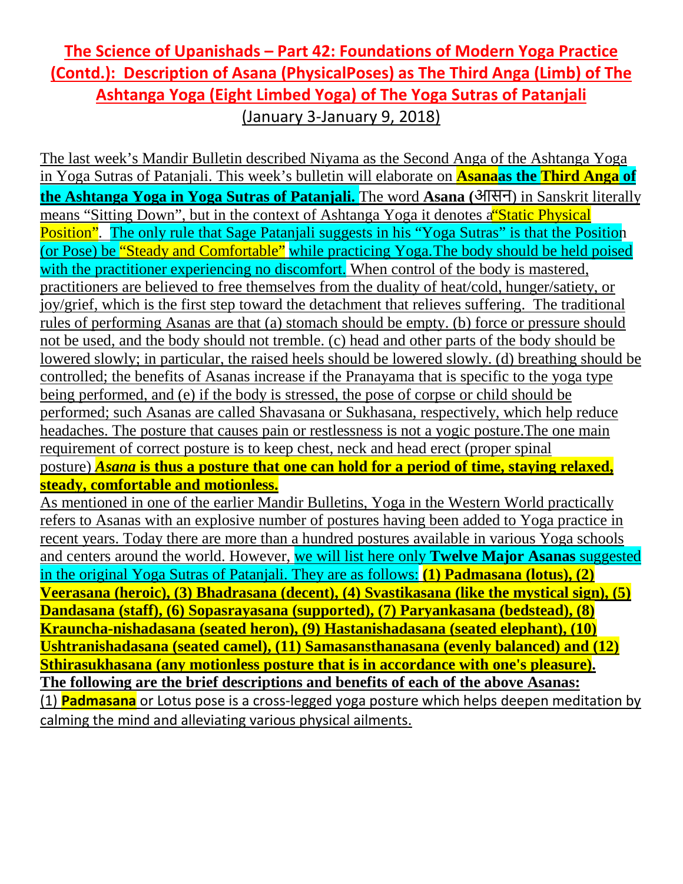# The Science of Upanishads – Part 42: Foundations of Modern Yoga Practice (Contd.): Description of Asana (PhysicalPoses) as The Third Anga (Limb) of The Ashtanga Yoga (Eight Limbed Yoga) of The Yoga Sutras of Patanjali

(January 3-January 9, 2018)

The last week's Mandir Bulletin described Niyama as the Second Anga of the Ashtanga Yoga in Yoga Sutras of Patanjali. This week's bulletin will elaborate on **Asanaas the Third Anga of the Ashtanga Yoga in Yoga Sutras of Patanjali.** The word **Asana (आसन)** in Sanskrit literally means "Sitting Down", but in the context of Ashtanga Yoga it denotes a"Static Physical Position". The only rule that Sage Patanjali suggests in his "Yoga Sutras" is that the Position (or Pose) be "Steady and Comfortable" while practicing Yoga.The body should be held poised with the practitioner experiencing no discomfort. When control of the body is mastered, practitioners are believed to free themselves from the duality of heat/cold, hunger/satiety, or joy/grief, which is the first step toward the detachment that relieves suffering. The traditional rules of performing Asanas are that (a) stomach should be empty. (b) force or pressure should not be used, and the body should not tremble. (c) head and other parts of the body should be lowered slowly; in particular, the raised heels should be lowered slowly. (d) breathing should be controlled; the benefits of Asanas increase if the Pranayama that is specific to the yoga type being performed, and (e) if the body is stressed, the pose of corpse or child should be performed; such Asanas are called Shavasana or Sukhasana, respectively, which help reduce headaches. The posture that causes pain or restlessness is not a yogic posture.The one main requirement of correct posture is to keep chest, neck and head erect (proper spinal posture) ***Asana* is thus a posture that one can hold for a period of time, staying relaxed, steady, comfortable and motionless.**

As mentioned in one of the earlier Mandir Bulletins, Yoga in the Western World practically refers to Asanas with an explosive number of postures having been added to Yoga practice in recent years. Today there are more than a hundred postures available in various Yoga schools and centers around the world. However, we will list here only **Twelve Major Asanas** suggested in the original Yoga Sutras of Patanjali. They are as follows: **(1) Padmasana (lotus), (2) Veerasana (heroic), (3) Bhadrasana (decent), (4) Svastikasana (like the mystical sign), (5) Dandasana (staff), (6) Sopasrayasana (supported), (7) Paryankasana (bedstead), (8) Krauncha-nishadasana (seated heron), (9) Hastanishadasana (seated elephant), (10) Ushtranishadasana (seated camel), (11) Samasansthanasana (evenly balanced) and (12) Sthirasukhasana (any motionless posture that is in accordance with one's pleasure).**

**The following are the brief descriptions and benefits of each of the above Asanas:**

(1) **Padmasana** or Lotus pose is a cross-legged yoga posture which helps deepen meditation by calming the mind and alleviating various physical ailments.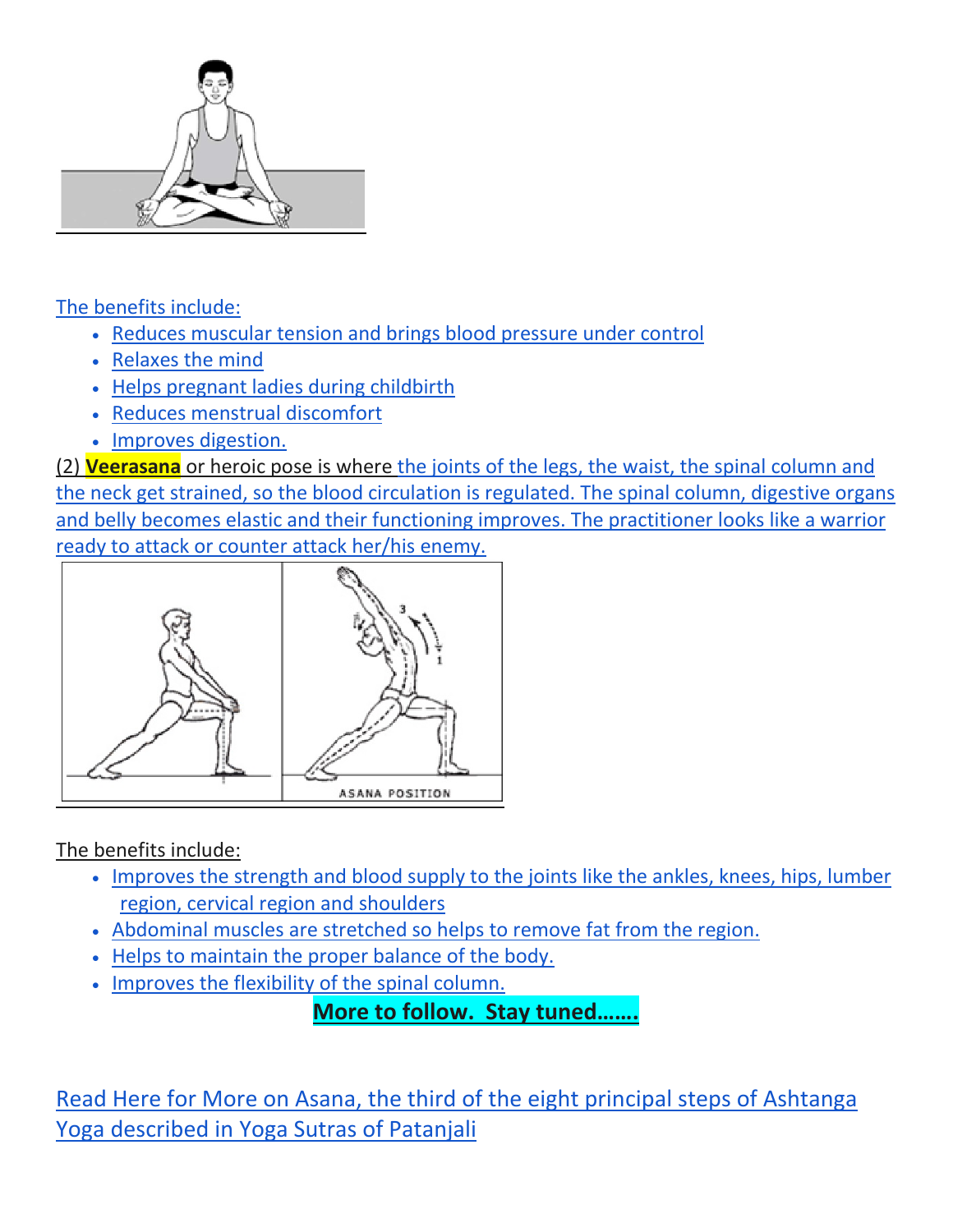The benefits include:

- Reduces muscular tension and brings blood pressure under control
- Relaxes the mind
- Helps pregnant ladies during childbirth
- Reduces menstrual discomfort
- Improves digestion.

(2) **Veerasana** or heroic pose is where the joints of the legs, the waist, the spinal column and the neck get strained, so the blood circulation is regulated. The spinal column, digestive organs and belly becomes elastic and their functioning improves. The practitioner looks like a warrior ready to attack or counter attack her/his enemy.

The benefits include:

- Improves the strength and blood supply to the joints like the ankles, knees, hips, lumber region, cervical region and shoulders
- Abdominal muscles are stretched so helps to remove fat from the region.
- Helps to maintain the proper balance of the body.
- Improves the flexibility of the spinal column.

**More to follow. Stay tuned…….**

Read Here for More on Asana, the third of the eight principal steps of Ashtanga Yoga described in Yoga Sutras of Patanjali